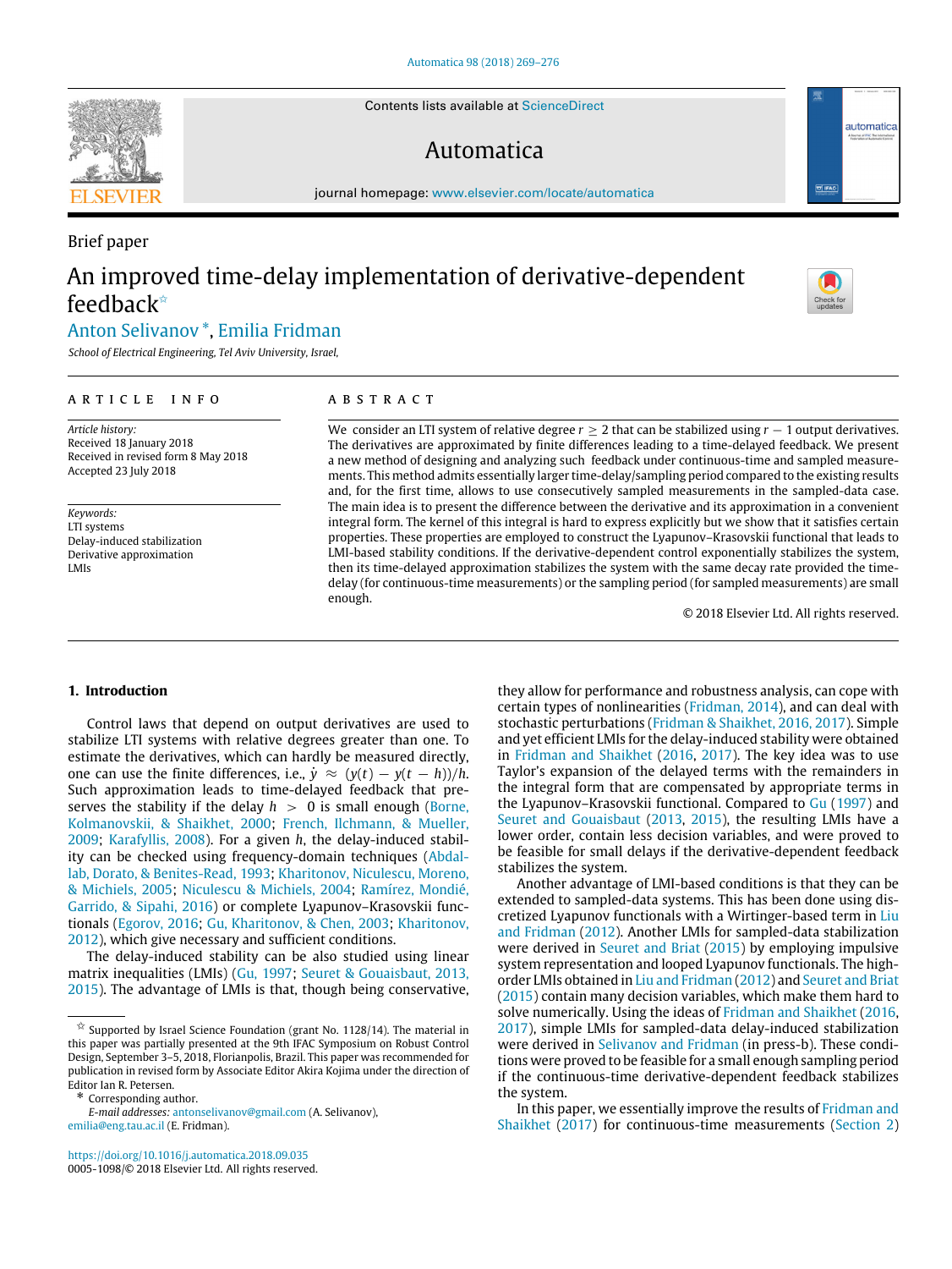Brief paper

# An improved time-delay implementation of derivative-dependent feedback[☆]

Anton Selivanov [*], Emilia Fridman

*School of Electrical Engineering, Tel Aviv University, Israel,*

**ARTICLE INFO**

*Article history:*
Received 18 January 2018
Received in revised form 8 May 2018
Accepted 23 July 2018

*Keywords:*
LTI systems
Delay-induced stabilization
Derivative approximation
LMIs

**ABSTRACT**

We consider an LTI system of relative degree $r \geq 2$ that can be stabilized using $r-1$ output derivatives. The derivatives are approximated by finite differences leading to a time-delayed feedback. We present a new method of designing and analyzing such feedback under continuous-time and sampled measurements. This method admits essentially larger time-delay/sampling period compared to the existing results and, for the first time, allows to use consecutively sampled measurements in the sampled-data case. The main idea is to present the difference between the derivative and its approximation in a convenient integral form. The kernel of this integral is hard to express explicitly but we show that it satisfies certain properties. These properties are employed to construct the Lyapunov–Krasovskii functional that leads to LMI-based stability conditions. If the derivative-dependent control exponentially stabilizes the system, then its time-delayed approximation stabilizes the system with the same decay rate provided the time-delay (for continuous-time measurements) or the sampling period (for sampled measurements) are small enough.

© 2018 Elsevier Ltd. All rights reserved.

## 1. Introduction

Control laws that depend on output derivatives are used to stabilize LTI systems with relative degrees greater than one. To estimate the derivatives, which can hardly be measured directly, one can use the finite differences, i.e., $\dot{y} \approx (y(t) - y(t-h))/h$. Such approximation leads to time-delayed feedback that preserves the stability if the delay $h > 0$ is small enough (Borne, Kolmanovskii, & Shaikhet, 2000; French, Ilchmann, & Mueller, 2009; Karafyllis, 2008). For a given $h$, the delay-induced stability can be checked using frequency-domain techniques (Abdallab, Dorato, & Benites-Read, 1993; Kharitonov, Niculescu, Moreno, & Michiels, 2005; Niculescu & Michiels, 2004; Ramírez, Mondié, Garrido, & Sipahi, 2016) or complete Lyapunov–Krasovskii functionals (Egorov, 2016; Gu, Kharitonov, & Chen, 2003; Kharitonov, 2012), which give necessary and sufficient conditions.

The delay-induced stability can be also studied using linear matrix inequalities (LMIs) (Gu, 1997; Seuret & Gouaisbaut, 2013, 2015). The advantage of LMIs is that, though being conservative, they allow for performance and robustness analysis, can cope with certain types of nonlinearities (Fridman, 2014), and can deal with stochastic perturbations (Fridman & Shaikhet, 2016, 2017). Simple and yet efficient LMIs for the delay-induced stability were obtained in Fridman and Shaikhet (2016, 2017). The key idea was to use Taylor's expansion of the delayed terms with the remainders in the integral form that are compensated by appropriate terms in the Lyapunov–Krasovskii functional. Compared to Gu (1997) and Seuret and Gouaisbaut (2013, 2015), the resulting LMIs have a lower order, contain less decision variables, and were proved to be feasible for small delays if the derivative-dependent feedback stabilizes the system.

Another advantage of LMI-based conditions is that they can be extended to sampled-data systems. This has been done using discretized Lyapunov functionals with a Wirtinger-based term in Liu and Fridman (2012). Another LMIs for sampled-data stabilization were derived in Seuret and Briat (2015) by employing impulsive system representation and looped Lyapunov functionals. The high-order LMIs obtained in Liu and Fridman (2012) and Seuret and Briat (2015) contain many decision variables, which make them hard to solve numerically. Using the ideas of Fridman and Shaikhet (2016, 2017), simple LMIs for sampled-data delay-induced stabilization were derived in Selivanov and Fridman (in press-b). These conditions were proved to be feasible for a small enough sampling period if the continuous-time derivative-dependent feedback stabilizes the system.

In this paper, we essentially improve the results of Fridman and Shaikhet (2017) for continuous-time measurements (Section 2)

---

☆ Supported by Israel Science Foundation (grant No. 1128/14). The material in this paper was partially presented at the 9th IFAC Symposium on Robust Control Design, September 3–5, 2018, Florianpolis, Brazil. This paper was recommended for publication in revised form by Associate Editor Akira Kojima under the direction of Editor Ian R. Petersen.

\* Corresponding author.

*E-mail addresses:* antonselivanov@gmail.com (A. Selivanov), emilia@eng.tau.ac.il (E. Fridman).

https://doi.org/10.1016/j.automatica.2018.09.035
0005-1098/© 2018 Elsevier Ltd. All rights reserved.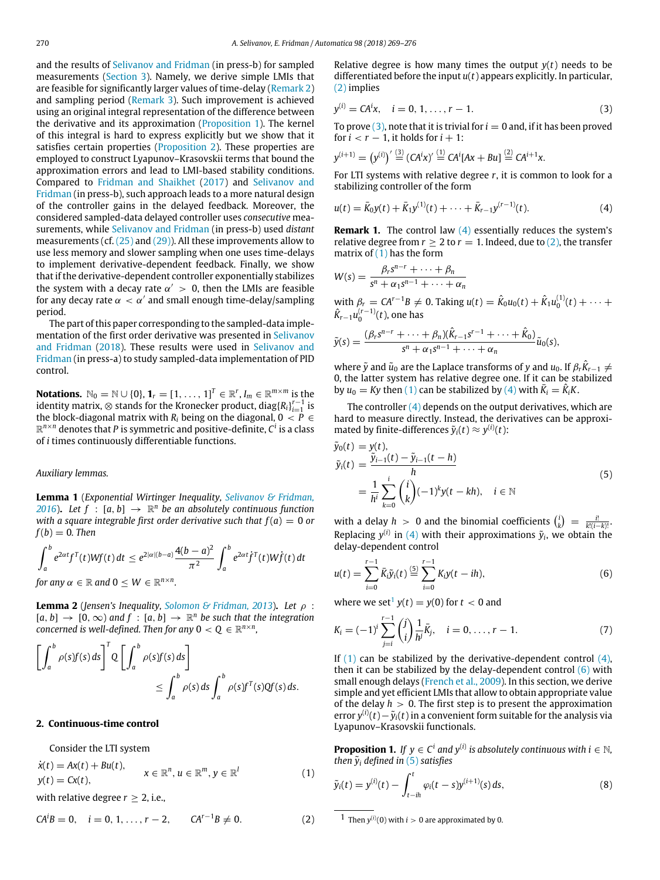and the results of Selivanov and Fridman (in press-b) for sampled measurements (Section 3). Namely, we derive simple LMIs that are feasible for significantly larger values of time-delay (Remark 2) and sampling period (Remark 3). Such improvement is achieved using an original integral representation of the difference between the derivative and its approximation (Proposition 1). The kernel of this integral is hard to express explicitly but we show that it satisfies certain properties (Proposition 2). These properties are employed to construct Lyapunov–Krasovskii terms that bound the approximation errors and lead to LMI-based stability conditions. Compared to Fridman and Shaikhet (2017) and Selivanov and Fridman (in press-b), such approach leads to a more natural design of the controller gains in the delayed feedback. Moreover, the considered sampled-data delayed controller uses *consecutive* measurements, while Selivanov and Fridman (in press-b) used *distant* measurements (cf. (25) and (29)). All these improvements allow to use less memory and slower sampling when one uses time-delays to implement derivative-dependent feedback. Finally, we show that if the derivative-dependent controller exponentially stabilizes the system with a decay rate $\alpha' > 0$, then the LMIs are feasible for any decay rate $\alpha < \alpha'$ and small enough time-delay/sampling period.

The part of this paper corresponding to the sampled-data implementation of the first order derivative was presented in Selivanov and Fridman (2018). These results were used in Selivanov and Fridman (in press-a) to study sampled-data implementation of PID control.

**Notations.** $\mathbb{N}_0 = \mathbb{N} \cup \{0\}$, $\mathbf{1}_r = [1, \ldots, 1]^T \in \mathbb{R}^r$, $I_m \in \mathbb{R}^{m\times m}$ is the identity matrix, $\otimes$ stands for the Kronecker product, $\text{diag}\{R_i\}_{i=1}^{r-1}$ is the block-diagonal matrix with $R_i$ being on the diagonal, $0 < P \in \mathbb{R}^{n\times n}$ denotes that $P$ is symmetric and positive-definite, $C^i$ is a class of $i$ times continuously differentiable functions.

*Auxiliary lemmas.*

**Lemma 1** (*Exponential Wirtinger Inequality, Selivanov & Fridman, 2016*). *Let $f : [a, b] \to \mathbb{R}^n$ be an absolutely continuous function with a square integrable first order derivative such that $f(a) = 0$ or $f(b) = 0$. Then*

$$\int_a^b e^{2\alpha t} f^T(t) W f(t)\, dt \le e^{2|\alpha|(b-a)} \frac{4(b-a)^2}{\pi^2} \int_a^b e^{2\alpha t} \dot{f}^T(t) W \dot{f}(t)\, dt$$

*for any $\alpha \in \mathbb{R}$ and $0 \le W \in \mathbb{R}^{n\times n}$.*

**Lemma 2** (*Jensen's Inequality, Solomon & Fridman, 2013*). *Let $\rho : [a, b] \to [0, \infty)$ and $f : [a, b] \to \mathbb{R}^n$ be such that the integration concerned is well-defined. Then for any $0 < Q \in \mathbb{R}^{n\times n}$,*

$$\left[\int_a^b \rho(s) f(s)\, ds\right]^T Q \left[\int_a^b \rho(s) f(s)\, ds\right] \le \int_a^b \rho(s)\, ds \int_a^b \rho(s) f^T(s) Q f(s)\, ds.$$

## 2. Continuous-time control

Consider the LTI system

$$\begin{aligned} \dot{x}(t) &= Ax(t) + Bu(t), \\ y(t) &= Cx(t), \end{aligned} \qquad x \in \mathbb{R}^n, u \in \mathbb{R}^m, y \in \mathbb{R}^l \tag{1}$$

with relative degree $r \ge 2$, i.e.,

$$CA^iB = 0, \quad i = 0, 1, \ldots, r-2, \qquad CA^{r-1}B \ne 0. \tag{2}$$

Relative degree is how many times the output $y(t)$ needs to be differentiated before the input $u(t)$ appears explicitly. In particular, (2) implies

$$y^{(i)} = CA^i x, \quad i = 0, 1, \ldots, r-1. \tag{3}$$

To prove (3), note that it is trivial for $i = 0$ and, if it has been proved for $i < r-1$, it holds for $i+1$:

$$y^{(i+1)} = \left(y^{(i)}\right)' \overset{(3)}{=} (CA^i x)' \overset{(1)}{=} CA^i[Ax + Bu] \overset{(2)}{=} CA^{i+1}x.$$

For LTI systems with relative degree $r$, it is common to look for a stabilizing controller of the form

$$u(t) = \bar{K}_0 y(t) + \bar{K}_1 y^{(1)}(t) + \cdots + \bar{K}_{r-1} y^{(r-1)}(t). \tag{4}$$

**Remark 1.** The control law (4) essentially reduces the system's relative degree from $r \ge 2$ to $r = 1$. Indeed, due to (2), the transfer matrix of (1) has the form

$$W(s) = \frac{\beta_r s^{n-r} + \cdots + \beta_n}{s^n + \alpha_1 s^{n-1} + \cdots + \alpha_n}$$

with $\beta_r = CA^{r-1}B \ne 0$. Taking $u(t) = \hat{K}_0 u_0(t) + \hat{K}_1 u_0^{(1)}(t) + \cdots + \hat{K}_{r-1} u_0^{(r-1)}(t)$, one has

$$\tilde{y}(s) = \frac{(\beta_r s^{n-r} + \cdots + \beta_n)(\hat{K}_{r-1} s^{r-1} + \cdots + \hat{K}_0)}{s^n + \alpha_1 s^{n-1} + \cdots + \alpha_n} \tilde{u}_0(s),$$

where $\tilde{y}$ and $\tilde{u}_0$ are the Laplace transforms of $y$ and $u_0$. If $\beta_r \hat{K}_{r-1} \ne 0$, the latter system has relative degree one. If it can be stabilized by $u_0 = Ky$ then (1) can be stabilized by (4) with $\bar{K}_i = \hat{K}_i K$.

The controller (4) depends on the output derivatives, which are hard to measure directly. Instead, the derivatives can be approximated by finite-differences $\bar{y}_i(t) \approx y^{(i)}(t)$:

$$\begin{aligned} \bar{y}_0(t) &= y(t), \\ \bar{y}_i(t) &= \frac{\bar{y}_{i-1}(t) - \bar{y}_{i-1}(t-h)}{h} \\ &= \frac{1}{h^i} \sum_{k=0}^{i} \binom{i}{k} (-1)^k y(t - kh), \quad i \in \mathbb{N} \end{aligned} \tag{5}$$

with a delay $h > 0$ and the binomial coefficients $\binom{i}{k} = \frac{i!}{k!(i-k)!}$. Replacing $y^{(i)}$ in (4) with their approximations $\bar{y}_i$, we obtain the delay-dependent control

$$u(t) = \sum_{i=0}^{r-1} \bar{K}_i \bar{y}_i(t) \overset{(5)}{=} \sum_{i=0}^{r-1} K_i y(t - ih), \tag{6}$$

where we set[1] $y(t) = y(0)$ for $t < 0$ and

$$K_i = (-1)^i \sum_{j=i}^{r-1} \binom{j}{i} \frac{1}{h^j} \bar{K}_j, \quad i = 0, \ldots, r-1. \tag{7}$$

If (1) can be stabilized by the derivative-dependent control (4), then it can be stabilized by the delay-dependent control (6) with small enough delays (French et al., 2009). In this section, we derive simple and yet efficient LMIs that allow to obtain appropriate value of the delay $h > 0$. The first step is to present the approximation error $y^{(i)}(t) - \bar{y}_i(t)$ in a convenient form suitable for the analysis via Lyapunov–Krasovskii functionals.

**Proposition 1.** *If $y \in C^i$ and $y^{(i)}$ is absolutely continuous with $i \in \mathbb{N}$, then $\bar{y}_i$ defined in (5) satisfies*

$$\bar{y}_i(t) = y^{(i)}(t) - \int_{t-ih}^{t} \varphi_i(t-s) y^{(i+1)}(s)\, ds, \tag{8}$$

[1] Then $y^{(i)}(0)$ with $i > 0$ are approximated by 0.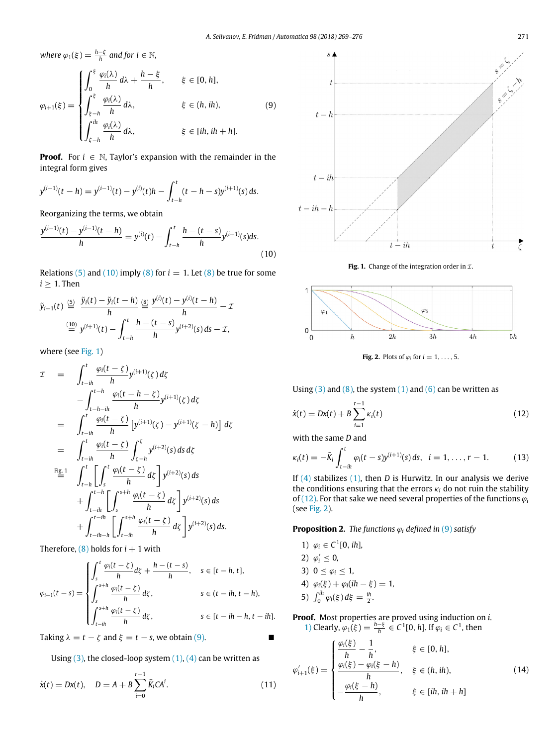where $\varphi_1(\xi) = \frac{h-\xi}{h}$ and for $i \in \mathbb{N}$,

$$
\varphi_{i+1}(\xi) = \begin{cases} \int_0^{\xi} \frac{\varphi_i(\lambda)}{h}\, d\lambda + \frac{h-\xi}{h}, & \xi \in [0, h], \\ \int_{\xi-h}^{\xi} \frac{\varphi_i(\lambda)}{h}\, d\lambda, & \xi \in (h, ih), \\ \int_{\xi-h}^{ih} \frac{\varphi_i(\lambda)}{h}\, d\lambda, & \xi \in [ih, ih+h]. \end{cases} \tag{9}
$$

**Proof.** For $i \in \mathbb{N}$, Taylor's expansion with the remainder in the integral form gives

$$
y^{(i-1)}(t-h) = y^{(i-1)}(t) - y^{(i)}(t)h - \int_{t-h}^{t} (t-h-s) y^{(i+1)}(s)\, ds.
$$

Reorganizing the terms, we obtain

$$
\frac{y^{(i-1)}(t) - y^{(i-1)}(t-h)}{h} = y^{(i)}(t) - \int_{t-h}^{t} \frac{h-(t-s)}{h} y^{(i+1)}(s) ds. \tag{10}
$$

Relations (5) and (10) imply (8) for $i = 1$. Let (8) be true for some $i \geq 1$. Then

$$
\tilde{y}_{i+1}(t) \overset{(5)}{=} \frac{\tilde{y}_i(t) - \tilde{y}_i(t-h)}{h} \overset{(8)}{=} \frac{y^{(i)}(t) - y^{(i)}(t-h)}{h} - \mathcal{I}
$$
$$
\overset{(10)}{=} y^{(i+1)}(t) - \int_{t-h}^{t} \frac{h-(t-s)}{h} y^{(i+2)}(s)\, ds - \mathcal{I},
$$

where (see Fig. 1)

$$
\begin{aligned}
\mathcal{I} &= \int_{t-ih}^{t} \frac{\varphi_i(t-\zeta)}{h} y^{(i+1)}(\zeta)\, d\zeta \\
&\quad - \int_{t-h-ih}^{t-h} \frac{\varphi_i(t-h-\zeta)}{h} y^{(i+1)}(\zeta)\, d\zeta \\
&= \int_{t-ih}^{t} \frac{\varphi_i(t-\zeta)}{h} \left[ y^{(i+1)}(\zeta) - y^{(i+1)}(\zeta-h) \right] d\zeta \\
&= \int_{t-ih}^{t} \frac{\varphi_i(t-\zeta)}{h} \int_{\zeta-h}^{\zeta} y^{(i+2)}(s)\, ds\, d\zeta \\
&\overset{\text{Fig. 1}}{=} \int_{t-h}^{t} \left[ \int_{s}^{t} \frac{\varphi_i(t-\zeta)}{h}\, d\zeta \right] y^{(i+2)}(s)\, ds \\
&\quad + \int_{t-ih}^{t-h} \left[ \int_{s}^{s+h} \frac{\varphi_i(t-\zeta)}{h}\, d\zeta \right] y^{(i+2)}(s)\, ds \\
&\quad + \int_{t-ih-h}^{t-ih} \left[ \int_{t-ih}^{s+h} \frac{\varphi_i(t-\zeta)}{h}\, d\zeta \right] y^{(i+2)}(s)\, ds.
\end{aligned}
$$

Therefore, (8) holds for $i+1$ with

$$
\varphi_{i+1}(t-s) = \begin{cases} \int_{s}^{t} \frac{\varphi_i(t-\zeta)}{h} d\zeta + \frac{h-(t-s)}{h}, & s \in [t-h, t], \\ \int_{s}^{s+h} \frac{\varphi_i(t-\zeta)}{h}\, d\zeta, & s \in (t-ih, t-h), \\ \int_{t-ih}^{s+h} \frac{\varphi_i(t-\zeta)}{h}\, d\zeta, & s \in [t-ih-h, t-ih]. \end{cases}
$$

Taking $\lambda = t - \zeta$ and $\xi = t - s$, we obtain (9). ∎

Using (3), the closed-loop system (1), (4) can be written as

$$
\dot{x}(t) = Dx(t), \quad D = A + B \sum_{i=0}^{r-1} \bar{K}_i C A^i. \tag{11}
$$

Fig. 1. Change of the integration order in $\mathcal{I}$.

Fig. 2. Plots of $\varphi_i$ for $i = 1, \ldots, 5$.

Using (3) and (8), the system (1) and (6) can be written as

$$
\dot{x}(t) = Dx(t) + B \sum_{i=1}^{r-1} \kappa_i(t) \tag{12}
$$

with the same $D$ and

$$
\kappa_i(t) = -\bar{K}_i \int_{t-ih}^{t} \varphi_i(t-s) y^{(i+1)}(s)\, ds, \quad i = 1, \ldots, r-1. \tag{13}
$$

If (4) stabilizes (1), then $D$ is Hurwitz. In our analysis we derive the conditions ensuring that the errors $\kappa_i$ do not ruin the stability of (12). For that sake we need several properties of the functions $\varphi_i$ (see Fig. 2).

**Proposition 2.** *The functions $\varphi_i$ defined in (9) satisfy*

1) $\varphi_i \in C^1[0, ih]$,
2) $\varphi_i' \leq 0$,
3) $0 \leq \varphi_i \leq 1$,
4) $\varphi_i(\xi) + \varphi_i(ih - \xi) = 1$,
5) $\int_0^{ih} \varphi_i(\xi)\, d\xi = \frac{ih}{2}$.

**Proof.** Most properties are proved using induction on $i$.
1) Clearly, $\varphi_1(\xi) = \frac{h-\xi}{h} \in C^1[0, h]$. If $\varphi_i \in C^1$, then

$$
\varphi_{i+1}'(\xi) = \begin{cases} \frac{\varphi_i(\xi)}{h} - \frac{1}{h}, & \xi \in [0, h], \\ \frac{\varphi_i(\xi) - \varphi_i(\xi-h)}{h}, & \xi \in (h, ih), \\ -\frac{\varphi_i(\xi-h)}{h}, & \xi \in [ih, ih+h] \end{cases} \tag{14}
$$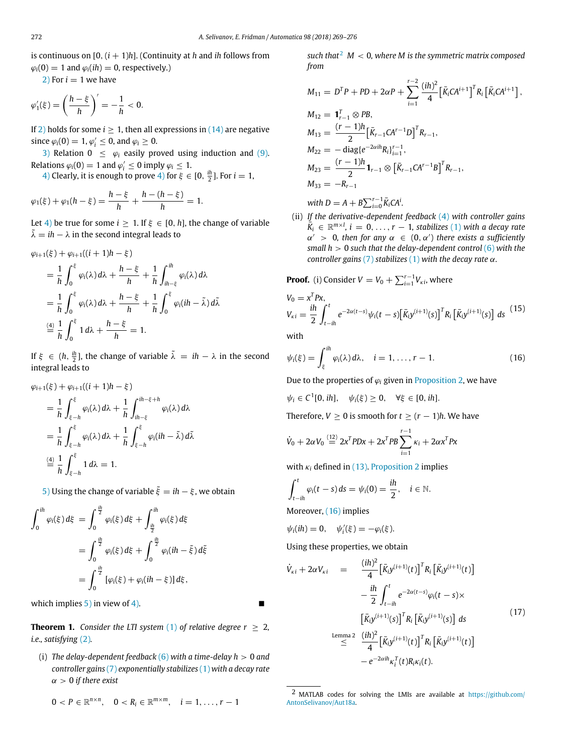is continuous on $[0, (i+1)h]$. (Continuity at $h$ and $ih$ follows from $\varphi_i(0) = 1$ and $\varphi_i(ih) = 0$, respectively.)

2) For $i = 1$ we have

$$\varphi_1'(\xi) = \left(\frac{h-\xi}{h}\right)' = -\frac{1}{h} < 0.$$

If 2) holds for some $i \geq 1$, then all expressions in (14) are negative since $\varphi_i(0) = 1$, $\varphi_i' \leq 0$, and $\varphi_i \geq 0$.

3) Relation $0 \leq \varphi_i$ easily proved using induction and (9). Relations $\varphi_i(0) = 1$ and $\varphi_i' \leq 0$ imply $\varphi_i \leq 1$.

4) Clearly, it is enough to prove 4) for $\xi \in [0, \frac{ih}{2}]$. For $i = 1$,

$$\varphi_1(\xi) + \varphi_1(h-\xi) = \frac{h-\xi}{h} + \frac{h-(h-\xi)}{h} = 1.$$

Let 4) be true for some $i \geq 1$. If $\xi \in [0, h]$, the change of variable $\tilde{\lambda} = ih - \lambda$ in the second integral leads to

$$\begin{aligned}
&\varphi_{i+1}(\xi) + \varphi_{i+1}((i+1)h - \xi) \\
&= \frac{1}{h}\int_0^\xi \varphi_i(\lambda)\,d\lambda + \frac{h-\xi}{h} + \frac{1}{h}\int_{ih-\xi}^{ih} \varphi_i(\lambda)\,d\lambda \\
&= \frac{1}{h}\int_0^\xi \varphi_i(\lambda)\,d\lambda + \frac{h-\xi}{h} + \frac{1}{h}\int_0^{\xi} \varphi_i(ih-\tilde{\lambda})\,d\tilde{\lambda} \\
&\overset{(4)}{=} \frac{1}{h}\int_0^\xi 1\,d\lambda + \frac{h-\xi}{h} = 1.
\end{aligned}$$

If $\xi \in (h, \frac{ih}{2}]$, the change of variable $\tilde{\lambda} = ih - \lambda$ in the second integral leads to

$$\begin{aligned}
&\varphi_{i+1}(\xi) + \varphi_{i+1}((i+1)h - \xi) \\
&= \frac{1}{h}\int_{\xi-h}^\xi \varphi_i(\lambda)\,d\lambda + \frac{1}{h}\int_{ih-\xi}^{ih-\xi+h} \varphi_i(\lambda)\,d\lambda \\
&= \frac{1}{h}\int_{\xi-h}^\xi \varphi_i(\lambda)\,d\lambda + \frac{1}{h}\int_{\xi-h}^{\xi} \varphi_i(ih-\tilde{\lambda})\,d\tilde{\lambda} \\
&\overset{(4)}{=} \frac{1}{h}\int_{\xi-h}^\xi 1\,d\lambda = 1.
\end{aligned}$$

5) Using the change of variable $\tilde{\xi} = ih - \xi$, we obtain

$$\begin{aligned}
\int_0^{ih} \varphi_i(\xi)\,d\xi &= \int_0^{\frac{ih}{2}} \varphi_i(\xi)\,d\xi + \int_{\frac{ih}{2}}^{ih} \varphi_i(\xi)\,d\xi \\
&= \int_0^{\frac{ih}{2}} \varphi_i(\xi)\,d\xi + \int_0^{\frac{ih}{2}} \varphi_i(ih-\tilde{\xi})\,d\tilde{\xi} \\
&= \int_0^{\frac{ih}{2}} [\varphi_i(\xi) + \varphi_i(ih-\xi)]\,d\xi,
\end{aligned}$$

which implies 5) in view of 4). ■

**Theorem 1.** *Consider the LTI system (1) of relative degree $r \geq 2$, i.e., satisfying (2).*

(i) *The delay-dependent feedback (6) with a time-delay $h > 0$ and controller gains (7) exponentially stabilizes (1) with a decay rate $\alpha > 0$ if there exist*

$$0 < P \in \mathbb{R}^{n\times n}, \quad 0 < R_i \in \mathbb{R}^{m\times m}, \quad i = 1, \dots, r-1$$

*such that[2] $M < 0$, where $M$ is the symmetric matrix composed from*

$$\begin{aligned}
M_{11} &= D^T P + PD + 2\alpha P + \sum_{i=1}^{r-2} \frac{(ih)^2}{4}\left[\bar{K}_i CA^{i+1}\right]^T R_i \left[\bar{K}_i CA^{i+1}\right], \\
M_{12} &= \mathbf{1}_{r-1}^T \otimes PB, \\
M_{13} &= \frac{(r-1)h}{2}\left[\bar{K}_{r-1} CA^{r-1} D\right]^T R_{r-1}, \\
M_{22} &= -\operatorname{diag}\{e^{-2\alpha ih} R_i\}_{i=1}^{r-1}, \\
M_{23} &= \frac{(r-1)h}{2}\mathbf{1}_{r-1} \otimes \left[\bar{K}_{r-1} CA^{r-1} B\right]^T R_{r-1}, \\
M_{33} &= -R_{r-1}
\end{aligned}$$

*with $D = A + B\sum_{i=0}^{r-1}\bar{K}_i CA^i$.*

(ii) *If the derivative-dependent feedback (4) with controller gains $\bar{K}_i \in \mathbb{R}^{m\times l}$, $i = 0, \dots, r-1$, stabilizes (1) with a decay rate $\alpha' > 0$, then for any $\alpha \in (0, \alpha')$ there exists a sufficiently small $h > 0$ such that the delay-dependent control (6) with the controller gains (7) stabilizes (1) with the decay rate $\alpha$.*

**Proof.** (i) Consider $V = V_0 + \sum_{i=1}^{r-1} V_{\kappa i}$, where

$$\begin{aligned}
V_0 &= x^T P x, \\
V_{\kappa i} &= \frac{ih}{2}\int_{t-ih}^t e^{-2\alpha(t-s)}\psi_i(t-s)\left[\bar{K}_i y^{(i+1)}(s)\right]^T R_i \left[\bar{K}_i y^{(i+1)}(s)\right]\,ds
\end{aligned} \tag{15}$$

with

$$\psi_i(\xi) = \int_\xi^{ih} \varphi_i(\lambda)\,d\lambda, \quad i = 1, \dots, r-1. \tag{16}$$

Due to the properties of $\varphi_i$ given in Proposition 2, we have

$$\psi_i \in C^1[0, ih], \quad \psi_i(\xi) \geq 0, \quad \forall \xi \in [0, ih].$$

Therefore, $V \geq 0$ is smooth for $t \geq (r-1)h$. We have

$$\dot{V}_0 + 2\alpha V_0 \overset{(12)}{=} 2x^T PDx + 2x^T PB\sum_{i=1}^{r-1}\kappa_i + 2\alpha x^T Px$$

with $\kappa_i$ defined in (13). Proposition 2 implies

$$\int_{t-ih}^t \varphi_i(t-s)\,ds = \psi_i(0) = \frac{ih}{2}, \quad i \in \mathbb{N}.$$

Moreover, (16) implies

$$\psi_i(ih) = 0, \quad \psi_i'(\xi) = -\varphi_i(\xi).$$

Using these properties, we obtain

$$\begin{aligned}
\dot{V}_{\kappa i} + 2\alpha V_{\kappa i} &= \frac{(ih)^2}{4}\left[\bar{K}_i y^{(i+1)}(t)\right]^T R_i \left[\bar{K}_i y^{(i+1)}(t)\right] \\
&\quad - \frac{ih}{2}\int_{t-ih}^t e^{-2\alpha(t-s)}\varphi_i(t-s) \times \\
&\quad \left[\bar{K}_i y^{(i+1)}(s)\right]^T R_i \left[\bar{K}_i y^{(i+1)}(s)\right]\,ds \\
&\overset{\text{Lemma 2}}{\leq} \frac{(ih)^2}{4}\left[\bar{K}_i y^{(i+1)}(t)\right]^T R_i \left[\bar{K}_i y^{(i+1)}(t)\right] \\
&\quad - e^{-2\alpha ih}\kappa_i^T(t) R_i \kappa_i(t).
\end{aligned} \tag{17}$$

[2] MATLAB codes for solving the LMIs are available at https://github.com/AntonSelivanov/Aut18a.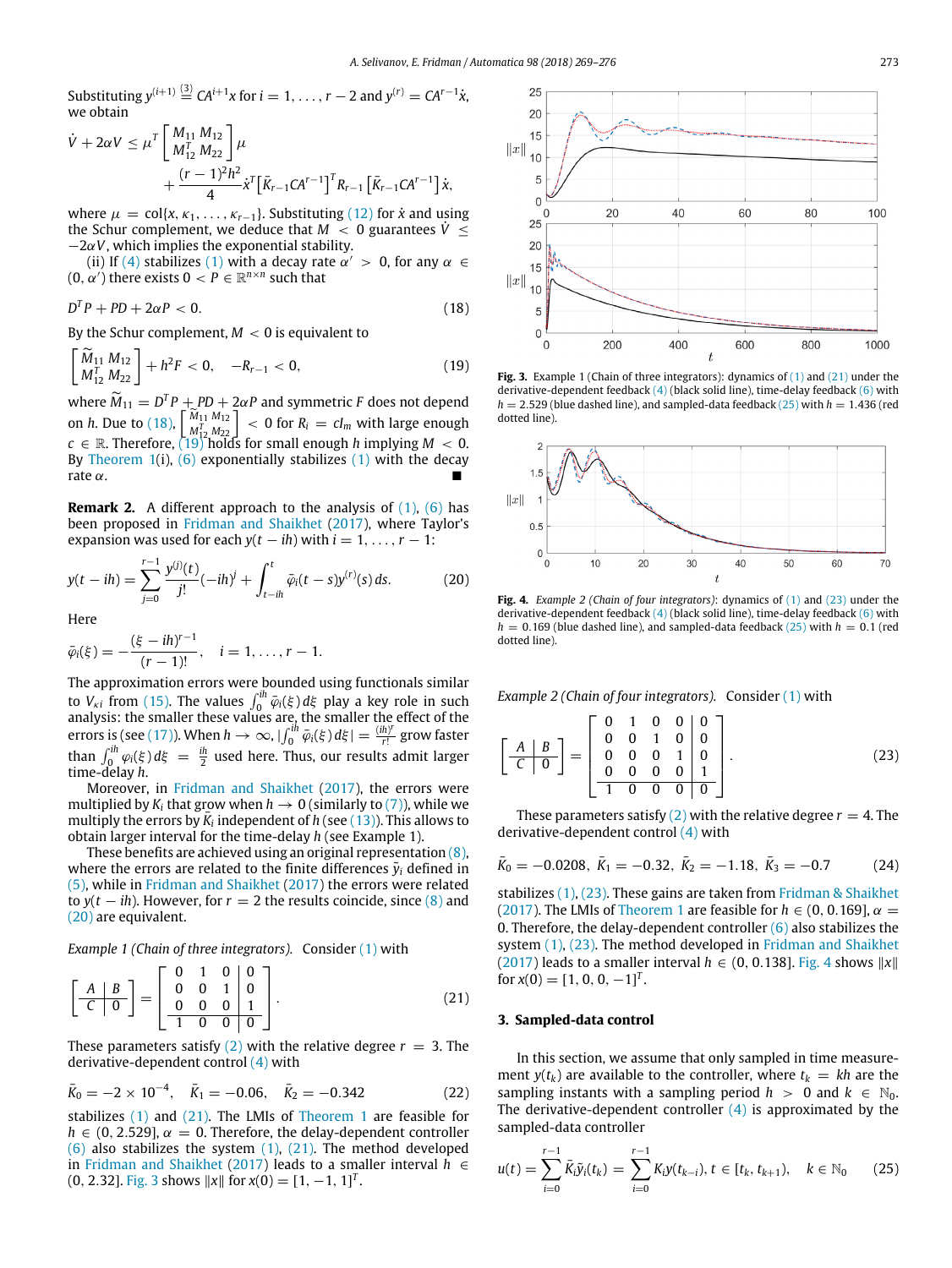Substituting $y^{(i+1)} \overset{(3)}{=} CA^{i+1}x$ for $i = 1, \ldots, r-2$ and $y^{(r)} = CA^{r-1}\dot{x}$, we obtain

$$\dot{V} + 2\alpha V \leq \mu^T \begin{bmatrix} M_{11} & M_{12} \\ M_{12}^T & M_{22} \end{bmatrix} \mu + \frac{(r-1)^2 h^2}{4} \dot{x}^T \left[\bar{K}_{r-1} CA^{r-1}\right]^T R_{r-1} \left[\bar{K}_{r-1} CA^{r-1}\right] \dot{x},$$

where $\mu = \mathrm{col}\{x, \kappa_1, \ldots, \kappa_{r-1}\}$. Substituting (12) for $\dot{x}$ and using the Schur complement, we deduce that $M < 0$ guarantees $\dot{V} \leq -2\alpha V$, which implies the exponential stability.

(ii) If (4) stabilizes (1) with a decay rate $\alpha' > 0$, for any $\alpha \in (0, \alpha')$ there exists $0 < P \in \mathbb{R}^{n\times n}$ such that

$$D^T P + PD + 2\alpha P < 0. \tag{18}$$

By the Schur complement, $M < 0$ is equivalent to

$$\begin{bmatrix} \widetilde{M}_{11} & M_{12} \\ M_{12}^T & M_{22} \end{bmatrix} + h^2 F < 0, \quad -R_{r-1} < 0, \tag{19}$$

where $\widetilde{M}_{11} = D^T P + PD + 2\alpha P$ and symmetric $F$ does not depend on $h$. Due to (18), $\begin{bmatrix} \widetilde{M}_{11} & M_{12} \\ M_{12}^T & M_{22} \end{bmatrix} < 0$ for $R_i = cI_m$ with large enough $c \in \mathbb{R}$. Therefore, (19) holds for small enough $h$ implying $M < 0$. By Theorem 1(i), (6) exponentially stabilizes (1) with the decay rate $\alpha$. ∎

**Remark 2.** A different approach to the analysis of (1), (6) has been proposed in Fridman and Shaikhet (2017), where Taylor's expansion was used for each $y(t - ih)$ with $i = 1, \ldots, r-1$:

$$y(t - ih) = \sum_{j=0}^{r-1} \frac{y^{(j)}(t)}{j!}(-ih)^j + \int_{t-ih}^{t} \bar{\varphi}_i(t-s) y^{(r)}(s)\, ds. \tag{20}$$

Here

$$\bar{\varphi}_i(\xi) = -\frac{(\xi - ih)^{r-1}}{(r-1)!}, \quad i = 1, \ldots, r-1.$$

The approximation errors were bounded using functionals similar to $V_{\kappa i}$ from (15). The values $\int_0^{ih} \bar{\varphi}_i(\xi)\, d\xi$ play a key role in such analysis: the smaller these values are, the smaller the effect of the errors is (see (17)). When $h \to \infty$, $\left|\int_0^{ih} \bar{\varphi}_i(\xi)\, d\xi\right| = \frac{(ih)^r}{r!}$ grow faster than $\int_0^{ih} \varphi_i(\xi)\, d\xi = \frac{ih}{2}$ used here. Thus, our results admit larger time-delay $h$.

Moreover, in Fridman and Shaikhet (2017), the errors were multiplied by $K_i$ that grow when $h \to 0$ (similarly to (7)), while we multiply the errors by $\bar{K}_i$ independent of $h$ (see (13)). This allows to obtain larger interval for the time-delay $h$ (see Example 1).

These benefits are achieved using an original representation (8), where the errors are related to the finite differences $\tilde{y}_i$ defined in (5), while in Fridman and Shaikhet (2017) the errors were related to $y(t - ih)$. However, for $r = 2$ the results coincide, since (8) and (20) are equivalent.

*Example 1 (Chain of three integrators).* Consider (1) with

$$\left[\begin{array}{c|c} A & B \\ \hline C & 0 \end{array}\right] = \left[\begin{array}{ccc|c} 0 & 1 & 0 & 0 \\ 0 & 0 & 1 & 0 \\ 0 & 0 & 0 & 1 \\ \hline 1 & 0 & 0 & 0 \end{array}\right]. \tag{21}$$

These parameters satisfy (2) with the relative degree $r = 3$. The derivative-dependent control (4) with

$$\bar{K}_0 = -2 \times 10^{-4}, \quad \bar{K}_1 = -0.06, \quad \bar{K}_2 = -0.342 \tag{22}$$

stabilizes (1) and (21). The LMIs of Theorem 1 are feasible for $h \in (0, 2.529]$, $\alpha = 0$. Therefore, the delay-dependent controller (6) also stabilizes the system (1), (21). The method developed in Fridman and Shaikhet (2017) leads to a smaller interval $h \in (0, 2.32]$. Fig. 3 shows $\|x\|$ for $x(0) = [1, -1, 1]^T$.

**Fig. 3.** Example 1 (Chain of three integrators): dynamics of (1) and (21) under the derivative-dependent feedback (4) (black solid line), time-delay feedback (6) with $h = 2.529$ (blue dashed line), and sampled-data feedback (25) with $h = 1.436$ (red dotted line).

**Fig. 4.** *Example 2 (Chain of four integrators)*: dynamics of (1) and (23) under the derivative-dependent feedback (4) (black solid line), time-delay feedback (6) with $h = 0.169$ (blue dashed line), and sampled-data feedback (25) with $h = 0.1$ (red dotted line).

*Example 2 (Chain of four integrators).* Consider (1) with

$$\left[\begin{array}{c|c} A & B \\ \hline C & 0 \end{array}\right] = \left[\begin{array}{cccc|c} 0 & 1 & 0 & 0 & 0 \\ 0 & 0 & 1 & 0 & 0 \\ 0 & 0 & 0 & 1 & 0 \\ 0 & 0 & 0 & 0 & 1 \\ \hline 1 & 0 & 0 & 0 & 0 \end{array}\right]. \tag{23}$$

These parameters satisfy (2) with the relative degree $r = 4$. The derivative-dependent control (4) with

$$\bar{K}_0 = -0.0208, \; \bar{K}_1 = -0.32, \; \bar{K}_2 = -1.18, \; \bar{K}_3 = -0.7 \tag{24}$$

stabilizes (1), (23). These gains are taken from Fridman & Shaikhet (2017). The LMIs of Theorem 1 are feasible for $h \in (0, 0.169]$, $\alpha = 0$. Therefore, the delay-dependent controller (6) also stabilizes the system (1), (23). The method developed in Fridman and Shaikhet (2017) leads to a smaller interval $h \in (0, 0.138]$. Fig. 4 shows $\|x\|$ for $x(0) = [1, 0, 0, -1]^T$.

## 3. Sampled-data control

In this section, we assume that only sampled in time measurement $y(t_k)$ are available to the controller, where $t_k = kh$ are the sampling instants with a sampling period $h > 0$ and $k \in \mathbb{N}_0$. The derivative-dependent controller (4) is approximated by the sampled-data controller

$$u(t) = \sum_{i=0}^{r-1} \bar{K}_i \tilde{y}_i(t_k) = \sum_{i=0}^{r-1} K_i y(t_{k-i}), \; t \in [t_k, t_{k+1}), \quad k \in \mathbb{N}_0 \tag{25}$$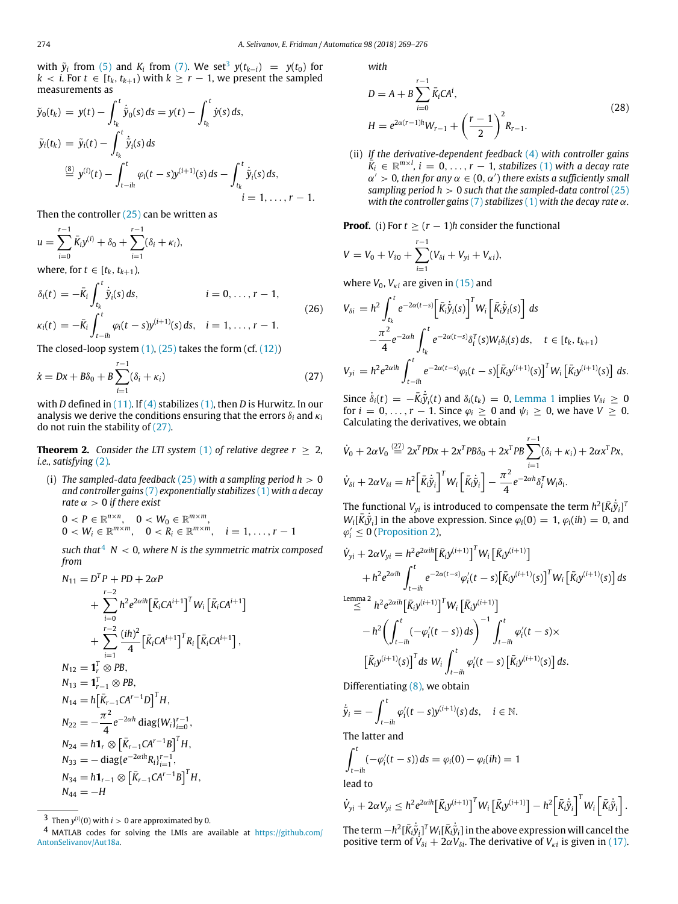with $\bar{y}_i$ from (5) and $K_i$ from (7). We set[3] $y(t_{k-i}) = y(t_0)$ for $k < i$. For $t \in [t_k, t_{k+1})$ with $k \geq r-1$, we present the sampled measurements as

$$\bar{y}_0(t_k) = y(t) - \int_{t_k}^{t} \dot{\bar{y}}_0(s)\,ds = y(t) - \int_{t_k}^{t} \dot{y}(s)\,ds,$$

$$\bar{y}_i(t_k) = \bar{y}_i(t) - \int_{t_k}^{t} \dot{\bar{y}}_i(s)\,ds$$

$$\overset{(8)}{=} y^{(i)}(t) - \int_{t-ih}^{t} \varphi_i(t-s) y^{(i+1)}(s)\,ds - \int_{t_k}^{t} \dot{\bar{y}}_i(s)\,ds, \quad i = 1, \ldots, r-1.$$

Then the controller (25) can be written as

$$u = \sum_{i=0}^{r-1} \bar{K}_i y^{(i)} + \delta_0 + \sum_{i=1}^{r-1} (\delta_i + \kappa_i),$$

where, for $t \in [t_k, t_{k+1})$,

$$\begin{aligned}
\delta_i(t) &= -\bar{K}_i \int_{t_k}^{t} \dot{\bar{y}}_i(s)\,ds, & i &= 0, \ldots, r-1, \\
\kappa_i(t) &= -\bar{K}_i \int_{t-ih}^{t} \varphi_i(t-s) y^{(i+1)}(s)\,ds, & i &= 1, \ldots, r-1.
\end{aligned} \tag{26}$$

The closed-loop system (1), (25) takes the form (cf. (12))

$$\dot{x} = Dx + B\delta_0 + B \sum_{i=1}^{r-1} (\delta_i + \kappa_i) \tag{27}$$

with $D$ defined in (11). If (4) stabilizes (1), then $D$ is Hurwitz. In our analysis we derive the conditions ensuring that the errors $\delta_i$ and $\kappa_i$ do not ruin the stability of (27).

**Theorem 2.** *Consider the LTI system* (1) *of relative degree* $r \geq 2$, *i.e., satisfying* (2).

(i) *The sampled-data feedback* (25) *with a sampling period* $h > 0$ *and controller gains* (7) *exponentially stabilizes* (1) *with a decay rate* $\alpha > 0$ *if there exist*

$$0 < P \in \mathbb{R}^{n\times n}, \quad 0 < W_0 \in \mathbb{R}^{m\times m},$$
$$0 < W_i \in \mathbb{R}^{m\times m}, \quad 0 < R_i \in \mathbb{R}^{m\times m}, \quad i = 1, \ldots, r-1$$

*such that*[4] $N < 0$, *where* $N$ *is the symmetric matrix composed from*

$$\begin{aligned}
N_{11} &= D^T P + PD + 2\alpha P \\
&\quad + \sum_{i=0}^{r-2} h^2 e^{2\alpha i h} \left[\bar{K}_i C A^{i+1}\right]^T W_i \left[\bar{K}_i C A^{i+1}\right] \\
&\quad + \sum_{i=1}^{r-2} \frac{(ih)^2}{4} \left[\bar{K}_i C A^{i+1}\right]^T R_i \left[\bar{K}_i C A^{i+1}\right], \\
N_{12} &= \mathbf{1}_r^T \otimes PB, \\
N_{13} &= \mathbf{1}_{r-1}^T \otimes PB, \\
N_{14} &= h\left[\bar{K}_{r-1} C A^{r-1} D\right]^T H, \\
N_{22} &= -\frac{\pi^2}{4} e^{-2\alpha h} \operatorname{diag}\{W_i\}_{i=0}^{r-1}, \\
N_{24} &= h\mathbf{1}_r \otimes \left[\bar{K}_{r-1} C A^{r-1} B\right]^T H, \\
N_{33} &= -\operatorname{diag}\{e^{-2\alpha i h} R_i\}_{i=1}^{r-1}, \\
N_{34} &= h\mathbf{1}_{r-1} \otimes \left[\bar{K}_{r-1} C A^{r-1} B\right]^T H, \\
N_{44} &= -H
\end{aligned}$$

*with*

$$\begin{aligned}
D &= A + B \sum_{i=0}^{r-1} \bar{K}_i C A^i, \\
H &= e^{2\alpha(r-1)h} W_{r-1} + \left(\frac{r-1}{2}\right)^2 R_{r-1}.
\end{aligned} \tag{28}$$

(ii) *If the derivative-dependent feedback* (4) *with controller gains* $\bar{K}_i \in \mathbb{R}^{m\times l}$, $i = 0, \ldots, r-1$, *stabilizes* (1) *with a decay rate* $\alpha' > 0$, *then for any* $\alpha \in (0, \alpha')$ *there exists a sufficiently small sampling period* $h > 0$ *such that the sampled-data control* (25) *with the controller gains* (7) *stabilizes* (1) *with the decay rate* $\alpha$.

**Proof.** (i) For $t \geq (r-1)h$ consider the functional

$$V = V_0 + V_{\delta 0} + \sum_{i=1}^{r-1} (V_{\delta i} + V_{yi} + V_{\kappa i}),$$

where $V_0$, $V_{\kappa i}$ are given in (15) and

$$\begin{aligned}
V_{\delta i} &= h^2 \int_{t_k}^{t} e^{-2\alpha(t-s)} \left[\bar{K}_i \dot{\bar{y}}_i(s)\right]^T W_i \left[\bar{K}_i \dot{\bar{y}}_i(s)\right] ds \\
&\quad - \frac{\pi^2}{4} e^{-2\alpha h} \int_{t_k}^{t} e^{-2\alpha(t-s)} \delta_i^T(s) W_i \delta_i(s)\,ds, \quad t \in [t_k, t_{k+1}) \\
V_{yi} &= h^2 e^{2\alpha i h} \int_{t-ih}^{t} e^{-2\alpha(t-s)} \varphi_i(t-s) \left[\bar{K}_i y^{(i+1)}(s)\right]^T W_i \left[\bar{K}_i y^{(i+1)}(s)\right] ds.
\end{aligned}$$

Since $\dot{\delta}_i(t) = -\bar{K}_i \dot{\bar{y}}_i(s)$ and $\delta_i(t_k) = 0$, Lemma 1 implies $V_{\delta i} \geq 0$ for $i = 0, \ldots, r-1$. Since $\varphi_i \geq 0$ and $\psi_i \geq 0$, we have $V \geq 0$. Calculating the derivatives, we obtain

$$\dot{V}_0 + 2\alpha V_0 \overset{(27)}{=} 2x^T PDx + 2x^T PB\delta_0 + 2x^T PB \sum_{i=1}^{r-1} (\delta_i + \kappa_i) + 2\alpha x^T Px,$$

$$\dot{V}_{\delta i} + 2\alpha V_{\delta i} = h^2 \left[\bar{K}_i \dot{\bar{y}}_i\right]^T W_i \left[\bar{K}_i \dot{\bar{y}}_i\right] - \frac{\pi^2}{4} e^{-2\alpha h} \delta_i^T W_i \delta_i.$$

The functional $V_{yi}$ is introduced to compensate the term $h^2[\bar{K}_i \dot{\bar{y}}_i]^T W_i [\bar{K}_i \dot{\bar{y}}_i]$ in the above expression. Since $\varphi_i(0) = 1$, $\varphi_i(ih) = 0$, and $\varphi_i' \leq 0$ (Proposition 2),

$$\begin{aligned}
\dot{V}_{yi} + 2\alpha V_{yi} &= h^2 e^{2\alpha i h} \left[\bar{K}_i y^{(i+1)}\right]^T W_i \left[\bar{K}_i y^{(i+1)}\right] \\
&\quad + h^2 e^{2\alpha i h} \int_{t-ih}^{t} e^{-2\alpha(t-s)} \varphi_i'(t-s) \left[\bar{K}_i y^{(i+1)}(s)\right]^T W_i \left[\bar{K}_i y^{(i+1)}(s)\right] ds \\
&\overset{\text{Lemma 2}}{\leq} h^2 e^{2\alpha i h} \left[\bar{K}_i y^{(i+1)}\right]^T W_i \left[\bar{K}_i y^{(i+1)}\right] \\
&\quad - h^2 \left(\int_{t-ih}^{t} (-\varphi_i'(t-s))\,ds\right)^{-1} \int_{t-ih}^{t} \varphi_i'(t-s) \times \\
&\quad \left[\bar{K}_i y^{(i+1)}(s)\right]^T ds\; W_i \int_{t-ih}^{t} \varphi_i'(t-s) \left[\bar{K}_i y^{(i+1)}(s)\right] ds.
\end{aligned}$$

Differentiating (8), we obtain

$$\dot{\bar{y}}_i = -\int_{t-ih}^{t} \varphi_i'(t-s) y^{(i+1)}(s)\,ds, \quad i \in \mathbb{N}.$$

The latter and

$$\int_{t-ih}^{t} (-\varphi_i'(t-s))\,ds = \varphi_i(0) - \varphi_i(ih) = 1$$

lead to

$$\dot{V}_{yi} + 2\alpha V_{yi} \leq h^2 e^{2\alpha i h} \left[\bar{K}_i y^{(i+1)}\right]^T W_i \left[\bar{K}_i y^{(i+1)}\right] - h^2 \left[\bar{K}_i \dot{\bar{y}}_i\right]^T W_i \left[\bar{K}_i \dot{\bar{y}}_i\right].$$

The term $-h^2[\bar{K}_i \dot{\bar{y}}_i]^T W_i [\bar{K}_i \dot{\bar{y}}_i]$ in the above expression will cancel the positive term of $\dot{V}_{\delta i} + 2\alpha V_{\delta i}$. The derivative of $V_{\kappa i}$ is given in (17).

---

[3] Then $y^{(i)}(0)$ with $i > 0$ are approximated by 0.

[4] MATLAB codes for solving the LMIs are available at https://github.com/AntonSelivanov/Aut18a.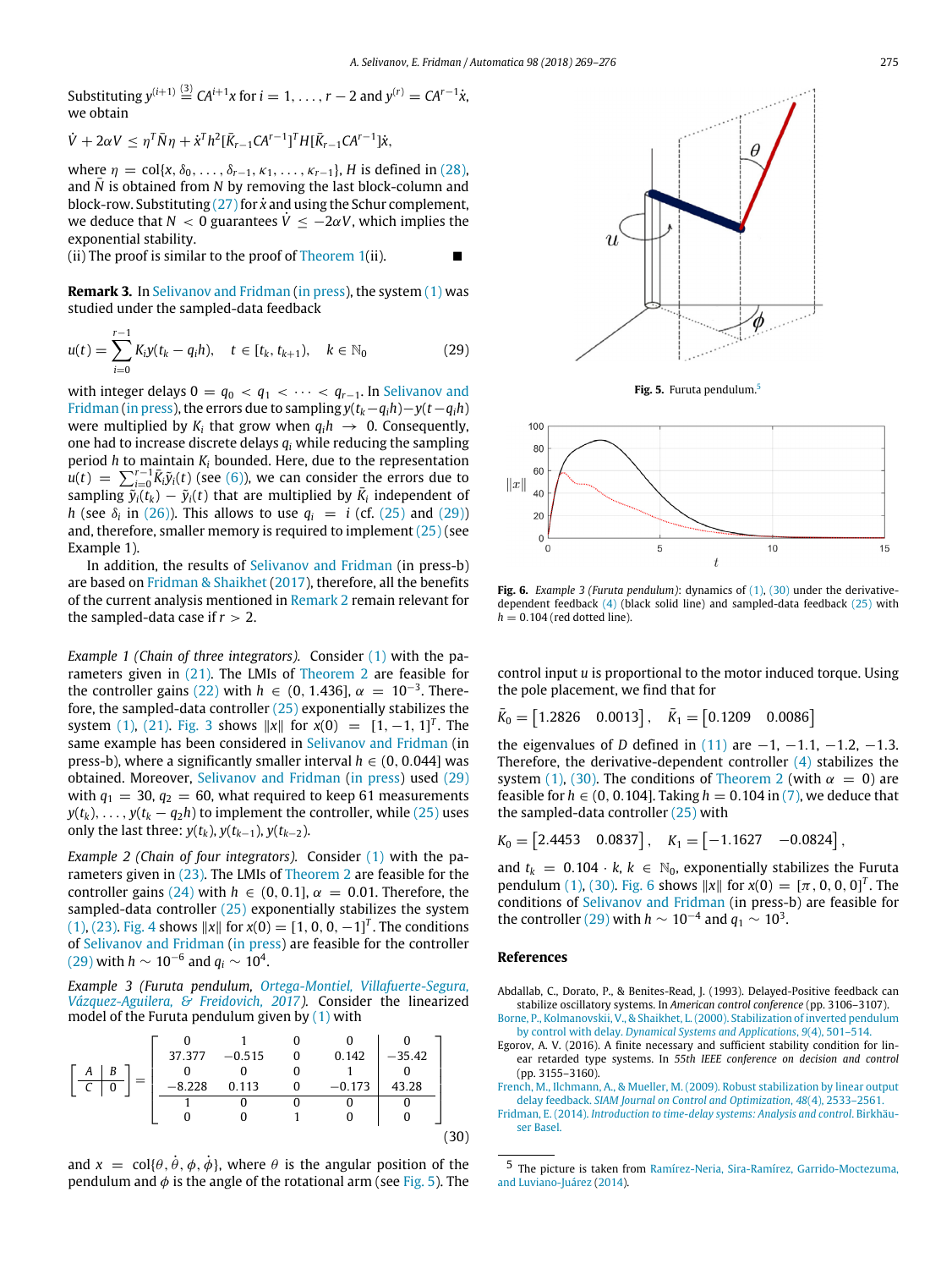Substituting $y^{(i+1)} \overset{(3)}{=} CA^{i+1}x$ for $i = 1, \ldots, r-2$ and $y^{(r)} = CA^{r-1}\dot{x}$, we obtain

$$\dot{V} + 2\alpha V \le \eta^T \bar{N} \eta + \dot{x}^T h^2 [\bar{K}_{r-1} CA^{r-1}]^T H [\bar{K}_{r-1} CA^{r-1}] \dot{x},$$

where $\eta = \mathrm{col}\{x, \delta_0, \ldots, \delta_{r-1}, \kappa_1, \ldots, \kappa_{r-1}\}$, $H$ is defined in (28), and $\bar{N}$ is obtained from $N$ by removing the last block-column and block-row. Substituting (27) for $\dot{x}$ and using the Schur complement, we deduce that $N < 0$ guarantees $\dot{V} \le -2\alpha V$, which implies the exponential stability.

(ii) The proof is similar to the proof of Theorem 1(ii). ■

**Remark 3.** In Selivanov and Fridman (in press), the system (1) was studied under the sampled-data feedback

$$u(t) = \sum_{i=0}^{r-1} K_i y(t_k - q_i h), \quad t \in [t_k, t_{k+1}), \quad k \in \mathbb{N}_0 \tag{29}$$

with integer delays $0 = q_0 < q_1 < \cdots < q_{r-1}$. In Selivanov and Fridman (in press), the errors due to sampling $y(t_k - q_i h) - y(t - q_i h)$ were multiplied by $K_i$ that grow when $q_i h \to 0$. Consequently, one had to increase discrete delays $q_i$ while reducing the sampling period $h$ to maintain $K_i$ bounded. Here, due to the representation $u(t) = \sum_{i=0}^{r-1} \bar{K}_i \bar{y}_i(t)$ (see (6)), we can consider the errors due to sampling $\bar{y}_i(t_k) - \bar{y}_i(t)$ that are multiplied by $\bar{K}_i$ independent of $h$ (see $\delta_i$ in (26)). This allows to use $q_i = i$ (cf. (25) and (29)) and, therefore, smaller memory is required to implement (25) (see Example 1).

In addition, the results of Selivanov and Fridman (in press-b) are based on Fridman & Shaikhet (2017), therefore, all the benefits of the current analysis mentioned in Remark 2 remain relevant for the sampled-data case if $r > 2$.

*Example 1 (Chain of three integrators).* Consider (1) with the parameters given in (21). The LMIs of Theorem 2 are feasible for the controller gains (22) with $h \in (0, 1.436]$, $\alpha = 10^{-3}$. Therefore, the sampled-data controller (25) exponentially stabilizes the system (1), (21). Fig. 3 shows $\|x\|$ for $x(0) = [1, -1, 1]^T$. The same example has been considered in Selivanov and Fridman (in press-b), where a significantly smaller interval $h \in (0, 0.044]$ was obtained. Moreover, Selivanov and Fridman (in press) used (29) with $q_1 = 30$, $q_2 = 60$, what required to keep 61 measurements $y(t_k), \ldots, y(t_k - q_2 h)$ to implement the controller, while (25) uses only the last three: $y(t_k), y(t_{k-1}), y(t_{k-2})$.

*Example 2 (Chain of four integrators).* Consider (1) with the parameters given in (23). The LMIs of Theorem 2 are feasible for the controller gains (24) with $h \in (0, 0.1]$, $\alpha = 0.01$. Therefore, the sampled-data controller (25) exponentially stabilizes the system (1), (23). Fig. 4 shows $\|x\|$ for $x(0) = [1, 0, 0, -1]^T$. The conditions of Selivanov and Fridman (in press) are feasible for the controller (29) with $h \sim 10^{-6}$ and $q_i \sim 10^4$.

*Example 3 (Furuta pendulum, Ortega-Montiel, Villafuerte-Segura, Vázquez-Aguilera, & Freidovich, 2017).* Consider the linearized model of the Furuta pendulum given by (1) with

$$\left[\begin{array}{c|c} A & B \\ \hline C & 0 \end{array}\right] = \left[\begin{array}{cccc|c} 0 & 1 & 0 & 0 & 0 \\ 37.377 & -0.515 & 0 & 0.142 & -35.42 \\ 0 & 0 & 0 & 1 & 0 \\ -8.228 & 0.113 & 0 & -0.173 & 43.28 \\ \hline 1 & 0 & 0 & 0 & 0 \\ 0 & 0 & 1 & 0 & 0 \end{array}\right] \tag{30}$$

and $x = \mathrm{col}\{\theta, \dot{\theta}, \phi, \dot{\phi}\}$, where $\theta$ is the angular position of the pendulum and $\phi$ is the angle of the rotational arm (see Fig. 5). The control input $u$ is proportional to the motor induced torque. Using the pole placement, we find that for

$$\bar{K}_0 = \begin{bmatrix} 1.2826 & 0.0013 \end{bmatrix}, \quad \bar{K}_1 = \begin{bmatrix} 0.1209 & 0.0086 \end{bmatrix}$$

the eigenvalues of $D$ defined in (11) are $-1, -1.1, -1.2, -1.3$. Therefore, the derivative-dependent controller (4) stabilizes the system (1), (30). The conditions of Theorem 2 (with $\alpha = 0$) are feasible for $h \in (0, 0.104]$. Taking $h = 0.104$ in (7), we deduce that the sampled-data controller (25) with

$$K_0 = \begin{bmatrix} 2.4453 & 0.0837 \end{bmatrix}, \quad K_1 = \begin{bmatrix} -1.1627 & -0.0824 \end{bmatrix},$$

and $t_k = 0.104 \cdot k$, $k \in \mathbb{N}_0$, exponentially stabilizes the Furuta pendulum (1), (30). Fig. 6 shows $\|x\|$ for $x(0) = [\pi, 0, 0, 0]^T$. The conditions of Selivanov and Fridman (in press-b) are feasible for the controller (29) with $h \sim 10^{-4}$ and $q_1 \sim 10^3$.

**Fig. 5.** Furuta pendulum.[5]

**Fig. 6.** *Example 3 (Furuta pendulum)*: dynamics of (1), (30) under the derivative-dependent feedback (4) (black solid line) and sampled-data feedback (25) with $h = 0.104$ (red dotted line).

## References

Abdallab, C., Dorato, P., & Benites-Read, J. (1993). Delayed-Positive feedback can stabilize oscillatory systems. In *American control conference* (pp. 3106–3107).

Borne, P., Kolmanovskii, V., & Shaikhet, L. (2000). Stabilization of inverted pendulum by control with delay. *Dynamical Systems and Applications*, *9*(4), 501–514.

Egorov, A. V. (2016). A finite necessary and sufficient stability condition for linear retarded type systems. In *55th IEEE conference on decision and control* (pp. 3155–3160).

French, M., Ilchmann, A., & Mueller, M. (2009). Robust stabilization by linear output delay feedback. *SIAM Journal on Control and Optimization*, *48*(4), 2533–2561.

Fridman, E. (2014). *Introduction to time-delay systems: Analysis and control*. Birkhäuser Basel.

[5] The picture is taken from Ramírez-Neria, Sira-Ramírez, Garrido-Moctezuma, and Luviano-Juárez (2014).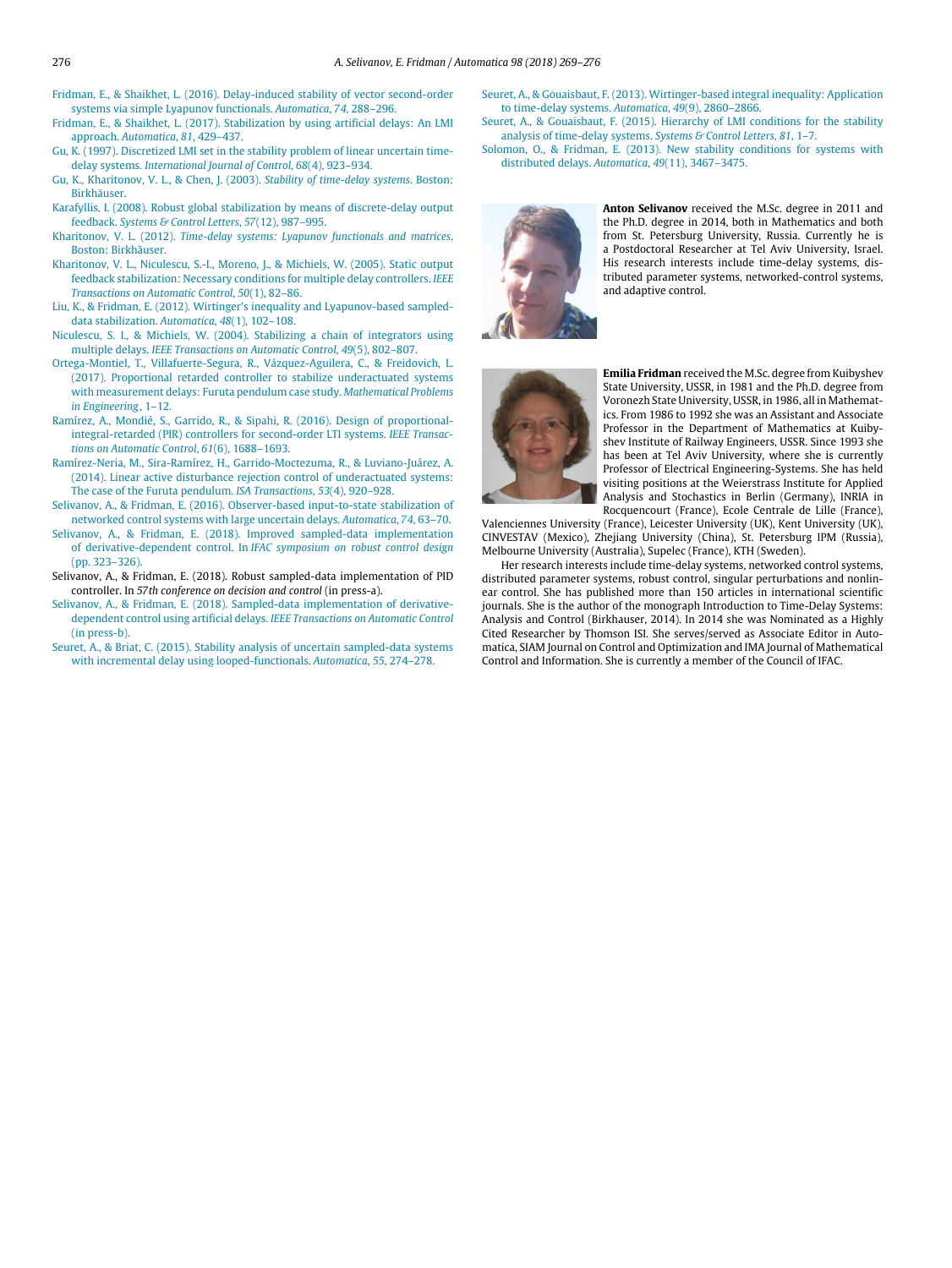Fridman, E., & Shaikhet, L. (2016). Delay-induced stability of vector second-order systems via simple Lyapunov functionals. *Automatica*, *74*, 288–296.

Fridman, E., & Shaikhet, L. (2017). Stabilization by using artificial delays: An LMI approach. *Automatica*, *81*, 429–437.

Gu, K. (1997). Discretized LMI set in the stability problem of linear uncertain time-delay systems. *International Journal of Control*, *68*(4), 923–934.

Gu, K., Kharitonov, V. L., & Chen, J. (2003). *Stability of time-delay systems*. Boston: Birkhäuser.

Karafyllis, I. (2008). Robust global stabilization by means of discrete-delay output feedback. *Systems & Control Letters*, *57*(12), 987–995.

Kharitonov, V. L. (2012). *Time-delay systems: Lyapunov functionals and matrices*. Boston: Birkhäuser.

Kharitonov, V. L., Niculescu, S.-I., Moreno, J., & Michiels, W. (2005). Static output feedback stabilization: Necessary conditions for multiple delay controllers. *IEEE Transactions on Automatic Control*, *50*(1), 82–86.

Liu, K., & Fridman, E. (2012). Wirtinger's inequality and Lyapunov-based sampled-data stabilization. *Automatica*, *48*(1), 102–108.

Niculescu, S. I., & Michiels, W. (2004). Stabilizing a chain of integrators using multiple delays. *IEEE Transactions on Automatic Control*, *49*(5), 802–807.

Ortega-Montiel, T., Villafuerte-Segura, R., Vázquez-Aguilera, C., & Freidovich, L. (2017). Proportional retarded controller to stabilize underactuated systems with measurement delays: Furuta pendulum case study. *Mathematical Problems in Engineering*, 1–12.

Ramírez, A., Mondié, S., Garrido, R., & Sipahi, R. (2016). Design of proportional-integral-retarded (PIR) controllers for second-order LTI systems. *IEEE Transactions on Automatic Control*, *61*(6), 1688–1693.

Ramírez-Neria, M., Sira-Ramírez, H., Garrido-Moctezuma, R., & Luviano-Juárez, A. (2014). Linear active disturbance rejection control of underactuated systems: The case of the Furuta pendulum. *ISA Transactions*, *53*(4), 920–928.

Selivanov, A., & Fridman, E. (2016). Observer-based input-to-state stabilization of networked control systems with large uncertain delays. *Automatica*, *74*, 63–70.

Selivanov, A., & Fridman, E. (2018). Improved sampled-data implementation of derivative-dependent control. In *IFAC symposium on robust control design* (pp. 323–326).

Selivanov, A., & Fridman, E. (2018). Robust sampled-data implementation of PID controller. In *57th conference on decision and control* (in press-a).

Selivanov, A., & Fridman, E. (2018). Sampled-data implementation of derivative-dependent control using artificial delays. *IEEE Transactions on Automatic Control* (in press-b).

Seuret, A., & Briat, C. (2015). Stability analysis of uncertain sampled-data systems with incremental delay using looped-functionals. *Automatica*, *55*, 274–278.

Seuret, A., & Gouaisbaut, F. (2013). Wirtinger-based integral inequality: Application to time-delay systems. *Automatica*, *49*(9), 2860–2866.

Seuret, A., & Gouaisbaut, F. (2015). Hierarchy of LMI conditions for the stability analysis of time-delay systems. *Systems & Control Letters*, *81*, 1–7.

Solomon, O., & Fridman, E. (2013). New stability conditions for systems with distributed delays. *Automatica*, *49*(11), 3467–3475.

**Anton Selivanov** received the M.Sc. degree in 2011 and the Ph.D. degree in 2014, both in Mathematics and both from St. Petersburg University, Russia. Currently he is a Postdoctoral Researcher at Tel Aviv University, Israel. His research interests include time-delay systems, distributed parameter systems, networked-control systems, and adaptive control.

**Emilia Fridman** received the M.Sc. degree from Kuibyshev State University, USSR, in 1981 and the Ph.D. degree from Voronezh State University, USSR, in 1986, all in Mathematics. From 1986 to 1992 she was an Assistant and Associate Professor in the Department of Mathematics at Kuibyshev Institute of Railway Engineers, USSR. Since 1993 she has been at Tel Aviv University, where she is currently Professor of Electrical Engineering-Systems. She has held visiting positions at the Weierstrass Institute for Applied Analysis and Stochastics in Berlin (Germany), INRIA in Rocquencourt (France), Ecole Centrale de Lille (France), Valenciennes University (France), Leicester University (UK), Kent University (UK), CINVESTAV (Mexico), Zhejiang University (China), St. Petersburg IPM (Russia), Melbourne University (Australia), Supelec (France), KTH (Sweden).

Her research interests include time-delay systems, networked control systems, distributed parameter systems, robust control, singular perturbations and nonlinear control. She has published more than 150 articles in international scientific journals. She is the author of the monograph Introduction to Time-Delay Systems: Analysis and Control (Birkhauser, 2014). In 2014 she was Nominated as a Highly Cited Researcher by Thomson ISI. She serves/served as Associate Editor in Automatica, SIAM Journal on Control and Optimization and IMA Journal of Mathematical Control and Information. She is currently a member of the Council of IFAC.